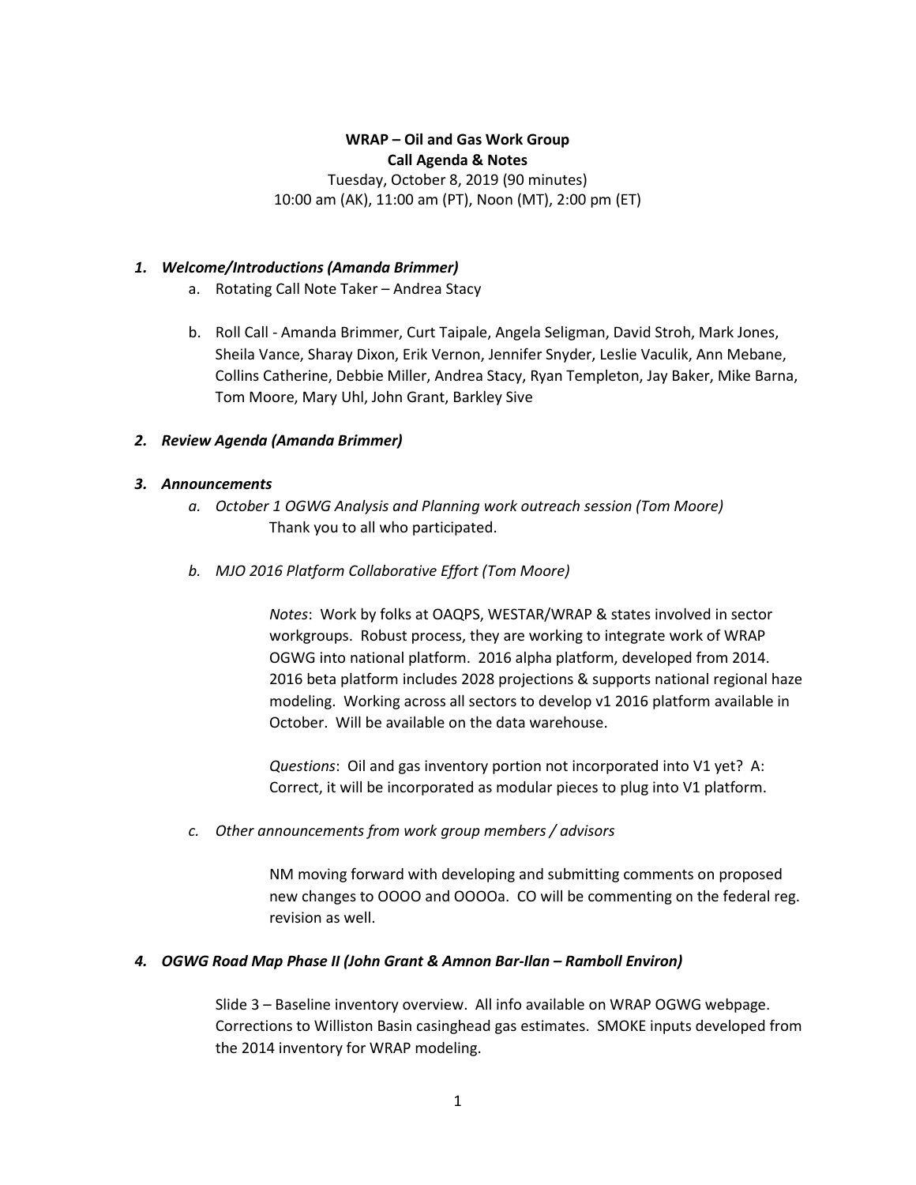**WRAP – Oil and Gas Work Group**
**Call Agenda & Notes**

Tuesday, October 8, 2019 (90 minutes)
10:00 am (AK), 11:00 am (PT), Noon (MT), 2:00 pm (ET)

1. ***Welcome/Introductions (Amanda Brimmer)***
   a. Rotating Call Note Taker – Andrea Stacy

   b. Roll Call - Amanda Brimmer, Curt Taipale, Angela Seligman, David Stroh, Mark Jones, Sheila Vance, Sharay Dixon, Erik Vernon, Jennifer Snyder, Leslie Vaculik, Ann Mebane, Collins Catherine, Debbie Miller, Andrea Stacy, Ryan Templeton, Jay Baker, Mike Barna, Tom Moore, Mary Uhl, John Grant, Barkley Sive

2. ***Review Agenda (Amanda Brimmer)***

3. ***Announcements***
   a. *October 1 OGWG Analysis and Planning work outreach session (Tom Moore)*
      Thank you to all who participated.

   b. *MJO 2016 Platform Collaborative Effort (Tom Moore)*

      *Notes*: Work by folks at OAQPS, WESTAR/WRAP & states involved in sector workgroups. Robust process, they are working to integrate work of WRAP OGWG into national platform. 2016 alpha platform, developed from 2014. 2016 beta platform includes 2028 projections & supports national regional haze modeling. Working across all sectors to develop v1 2016 platform available in October. Will be available on the data warehouse.

      *Questions*: Oil and gas inventory portion not incorporated into V1 yet? A: Correct, it will be incorporated as modular pieces to plug into V1 platform.

   c. *Other announcements from work group members / advisors*

      NM moving forward with developing and submitting comments on proposed new changes to OOOO and OOOOa. CO will be commenting on the federal reg. revision as well.

4. ***OGWG Road Map Phase II (John Grant & Amnon Bar-Ilan – Ramboll Environ)***

   Slide 3 – Baseline inventory overview. All info available on WRAP OGWG webpage. Corrections to Williston Basin casinghead gas estimates. SMOKE inputs developed from the 2014 inventory for WRAP modeling.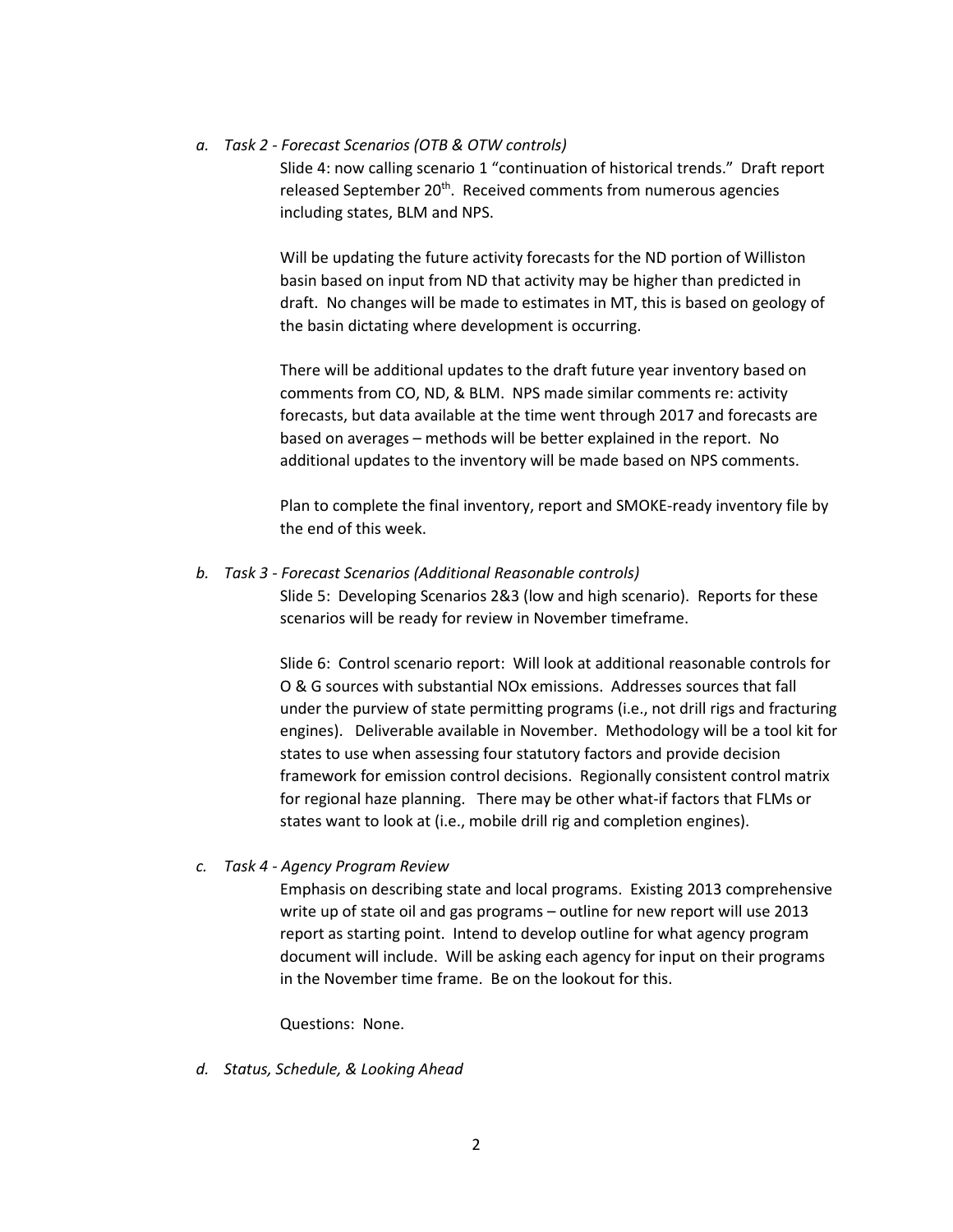*a. Task 2 - Forecast Scenarios (OTB & OTW controls)*

Slide 4: now calling scenario 1 "continuation of historical trends." Draft report released September 20th. Received comments from numerous agencies including states, BLM and NPS.

Will be updating the future activity forecasts for the ND portion of Williston basin based on input from ND that activity may be higher than predicted in draft. No changes will be made to estimates in MT, this is based on geology of the basin dictating where development is occurring.

There will be additional updates to the draft future year inventory based on comments from CO, ND, & BLM. NPS made similar comments re: activity forecasts, but data available at the time went through 2017 and forecasts are based on averages – methods will be better explained in the report. No additional updates to the inventory will be made based on NPS comments.

Plan to complete the final inventory, report and SMOKE-ready inventory file by the end of this week.

*b. Task 3 - Forecast Scenarios (Additional Reasonable controls)*

Slide 5: Developing Scenarios 2&3 (low and high scenario). Reports for these scenarios will be ready for review in November timeframe.

Slide 6: Control scenario report: Will look at additional reasonable controls for O & G sources with substantial NOx emissions. Addresses sources that fall under the purview of state permitting programs (i.e., not drill rigs and fracturing engines). Deliverable available in November. Methodology will be a tool kit for states to use when assessing four statutory factors and provide decision framework for emission control decisions. Regionally consistent control matrix for regional haze planning. There may be other what-if factors that FLMs or states want to look at (i.e., mobile drill rig and completion engines).

*c. Task 4 - Agency Program Review*

Emphasis on describing state and local programs. Existing 2013 comprehensive write up of state oil and gas programs – outline for new report will use 2013 report as starting point. Intend to develop outline for what agency program document will include. Will be asking each agency for input on their programs in the November time frame. Be on the lookout for this.

Questions: None.

*d. Status, Schedule, & Looking Ahead*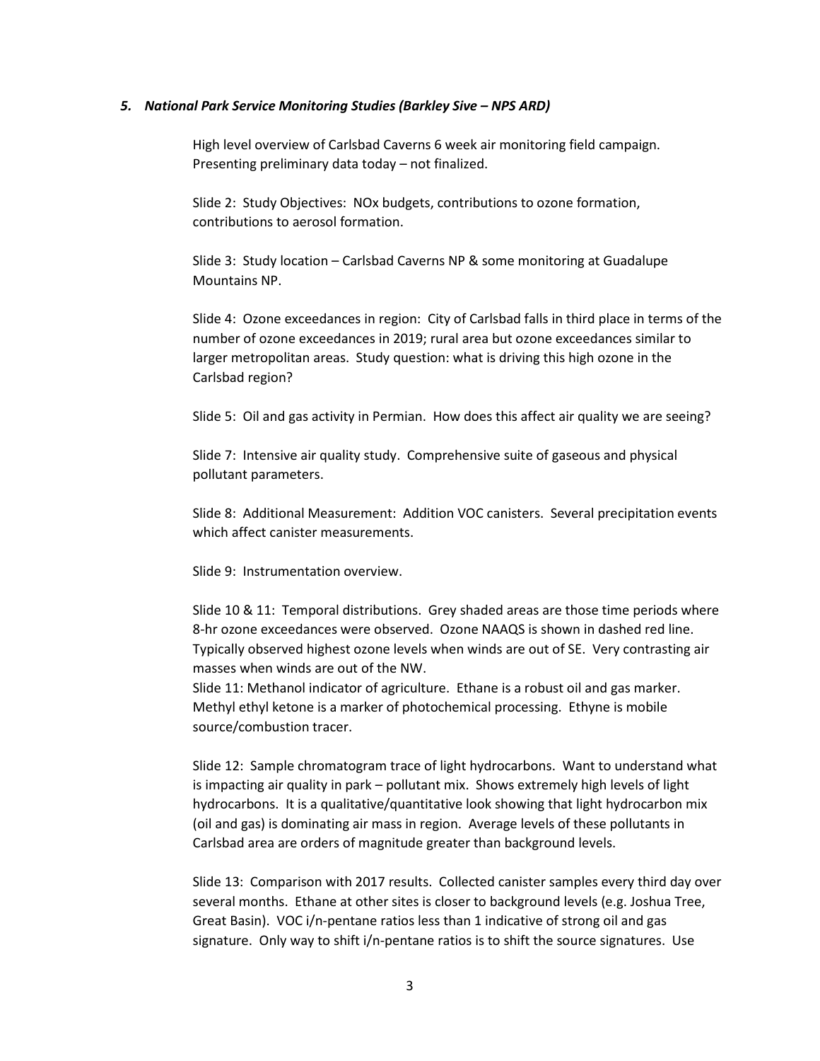### *5. National Park Service Monitoring Studies (Barkley Sive – NPS ARD)*

High level overview of Carlsbad Caverns 6 week air monitoring field campaign. Presenting preliminary data today – not finalized.

Slide 2: Study Objectives: NOx budgets, contributions to ozone formation, contributions to aerosol formation.

Slide 3: Study location – Carlsbad Caverns NP & some monitoring at Guadalupe Mountains NP.

Slide 4: Ozone exceedances in region: City of Carlsbad falls in third place in terms of the number of ozone exceedances in 2019; rural area but ozone exceedances similar to larger metropolitan areas. Study question: what is driving this high ozone in the Carlsbad region?

Slide 5: Oil and gas activity in Permian. How does this affect air quality we are seeing?

Slide 7: Intensive air quality study. Comprehensive suite of gaseous and physical pollutant parameters.

Slide 8: Additional Measurement: Addition VOC canisters. Several precipitation events which affect canister measurements.

Slide 9: Instrumentation overview.

Slide 10 & 11: Temporal distributions. Grey shaded areas are those time periods where 8-hr ozone exceedances were observed. Ozone NAAQS is shown in dashed red line. Typically observed highest ozone levels when winds are out of SE. Very contrasting air masses when winds are out of the NW.
Slide 11: Methanol indicator of agriculture. Ethane is a robust oil and gas marker. Methyl ethyl ketone is a marker of photochemical processing. Ethyne is mobile source/combustion tracer.

Slide 12: Sample chromatogram trace of light hydrocarbons. Want to understand what is impacting air quality in park – pollutant mix. Shows extremely high levels of light hydrocarbons. It is a qualitative/quantitative look showing that light hydrocarbon mix (oil and gas) is dominating air mass in region. Average levels of these pollutants in Carlsbad area are orders of magnitude greater than background levels.

Slide 13: Comparison with 2017 results. Collected canister samples every third day over several months. Ethane at other sites is closer to background levels (e.g. Joshua Tree, Great Basin). VOC i/n-pentane ratios less than 1 indicative of strong oil and gas signature. Only way to shift i/n-pentane ratios is to shift the source signatures. Use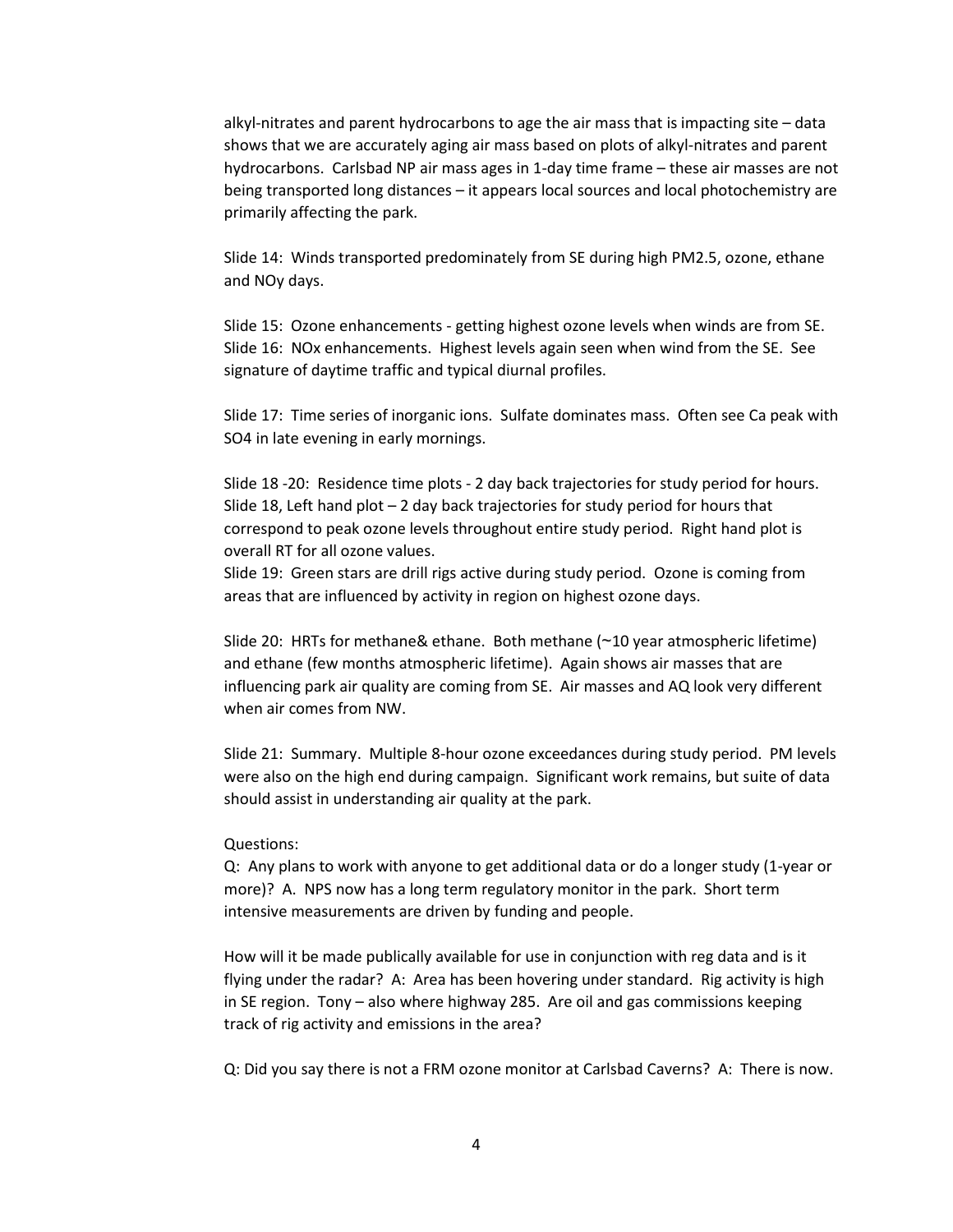alkyl-nitrates and parent hydrocarbons to age the air mass that is impacting site – data shows that we are accurately aging air mass based on plots of alkyl-nitrates and parent hydrocarbons. Carlsbad NP air mass ages in 1-day time frame – these air masses are not being transported long distances – it appears local sources and local photochemistry are primarily affecting the park.

Slide 14: Winds transported predominately from SE during high PM2.5, ozone, ethane and NOy days.

Slide 15: Ozone enhancements - getting highest ozone levels when winds are from SE.
Slide 16: NOx enhancements. Highest levels again seen when wind from the SE. See signature of daytime traffic and typical diurnal profiles.

Slide 17: Time series of inorganic ions. Sulfate dominates mass. Often see Ca peak with SO4 in late evening in early mornings.

Slide 18 -20: Residence time plots - 2 day back trajectories for study period for hours.
Slide 18, Left hand plot – 2 day back trajectories for study period for hours that correspond to peak ozone levels throughout entire study period. Right hand plot is overall RT for all ozone values.
Slide 19: Green stars are drill rigs active during study period. Ozone is coming from areas that are influenced by activity in region on highest ozone days.

Slide 20: HRTs for methane& ethane. Both methane (~10 year atmospheric lifetime) and ethane (few months atmospheric lifetime). Again shows air masses that are influencing park air quality are coming from SE. Air masses and AQ look very different when air comes from NW.

Slide 21: Summary. Multiple 8-hour ozone exceedances during study period. PM levels were also on the high end during campaign. Significant work remains, but suite of data should assist in understanding air quality at the park.

Questions:
Q: Any plans to work with anyone to get additional data or do a longer study (1-year or more)? A. NPS now has a long term regulatory monitor in the park. Short term intensive measurements are driven by funding and people.

How will it be made publically available for use in conjunction with reg data and is it flying under the radar? A: Area has been hovering under standard. Rig activity is high in SE region. Tony – also where highway 285. Are oil and gas commissions keeping track of rig activity and emissions in the area?

Q: Did you say there is not a FRM ozone monitor at Carlsbad Caverns? A: There is now.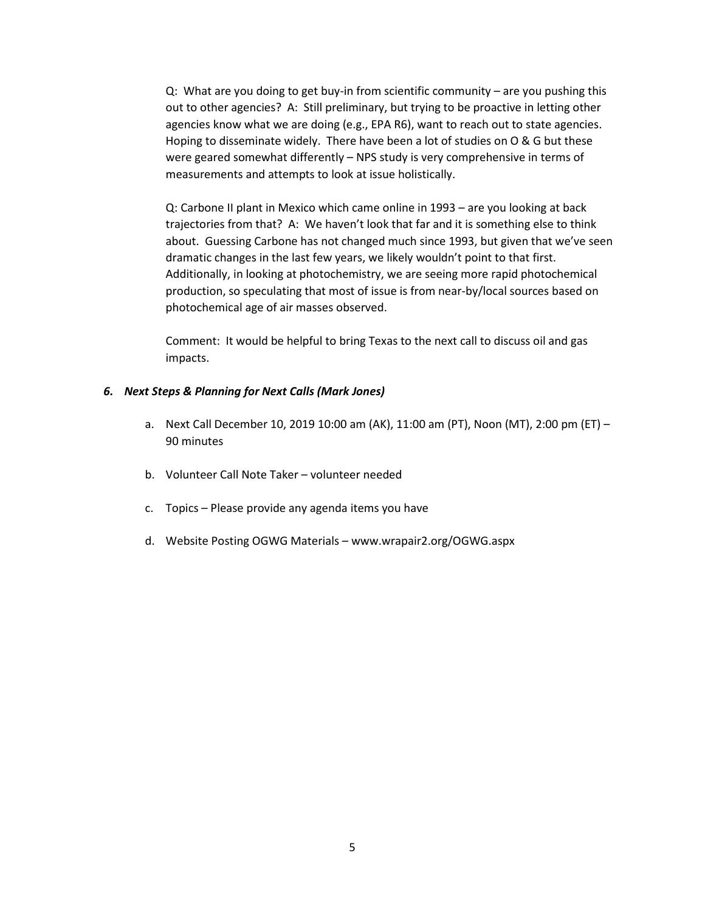Q: What are you doing to get buy-in from scientific community – are you pushing this out to other agencies? A: Still preliminary, but trying to be proactive in letting other agencies know what we are doing (e.g., EPA R6), want to reach out to state agencies. Hoping to disseminate widely. There have been a lot of studies on O & G but these were geared somewhat differently – NPS study is very comprehensive in terms of measurements and attempts to look at issue holistically.

Q: Carbone II plant in Mexico which came online in 1993 – are you looking at back trajectories from that? A: We haven't look that far and it is something else to think about. Guessing Carbone has not changed much since 1993, but given that we've seen dramatic changes in the last few years, we likely wouldn't point to that first. Additionally, in looking at photochemistry, we are seeing more rapid photochemical production, so speculating that most of issue is from near-by/local sources based on photochemical age of air masses observed.

Comment: It would be helpful to bring Texas to the next call to discuss oil and gas impacts.

### *6. Next Steps & Planning for Next Calls (Mark Jones)*

a. Next Call December 10, 2019 10:00 am (AK), 11:00 am (PT), Noon (MT), 2:00 pm (ET) – 90 minutes

b. Volunteer Call Note Taker – volunteer needed

c. Topics – Please provide any agenda items you have

d. Website Posting OGWG Materials – www.wrapair2.org/OGWG.aspx